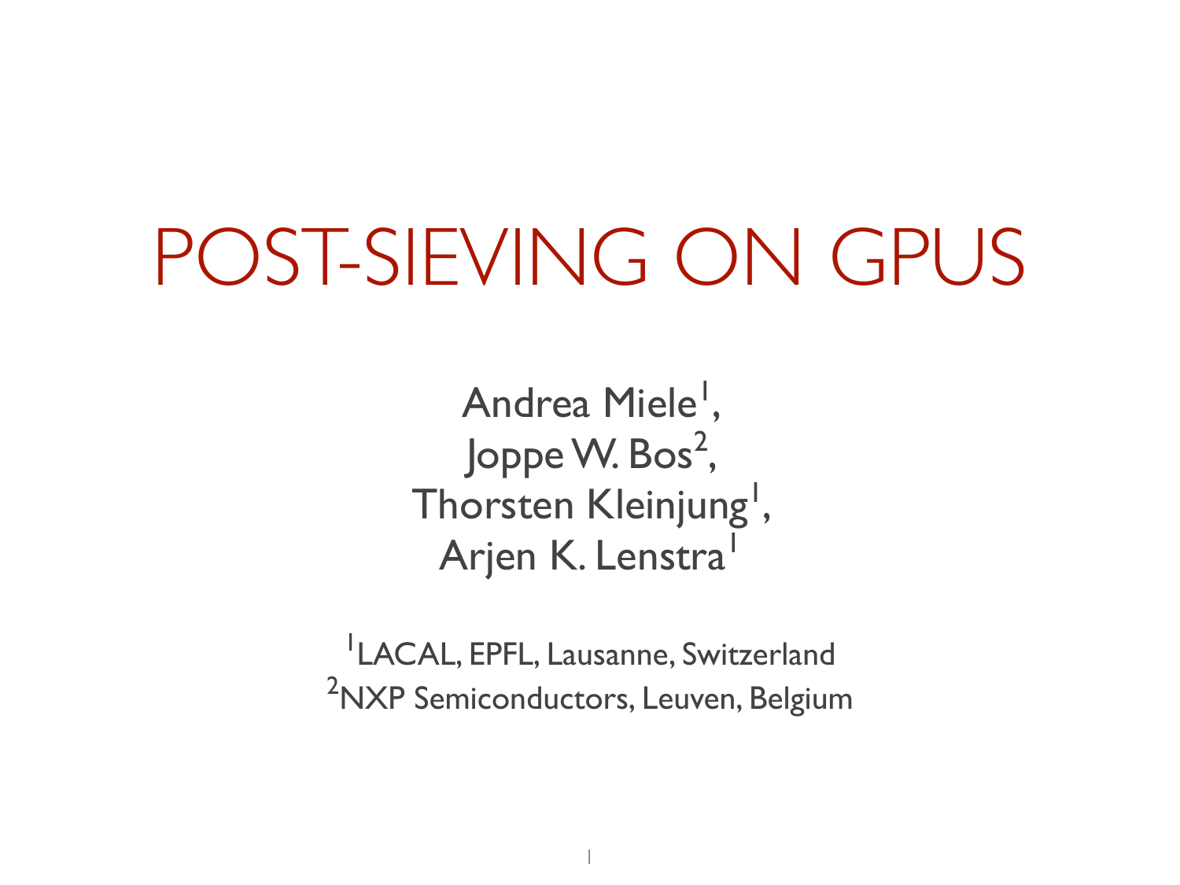# POST-SIEVING ON GPUS

Andrea Miele[1],
Joppe W. Bos[2],
Thorsten Kleinjung[1],
Arjen K. Lenstra[1]

[1]LACAL, EPFL, Lausanne, Switzerland
[2]NXP Semiconductors, Leuven, Belgium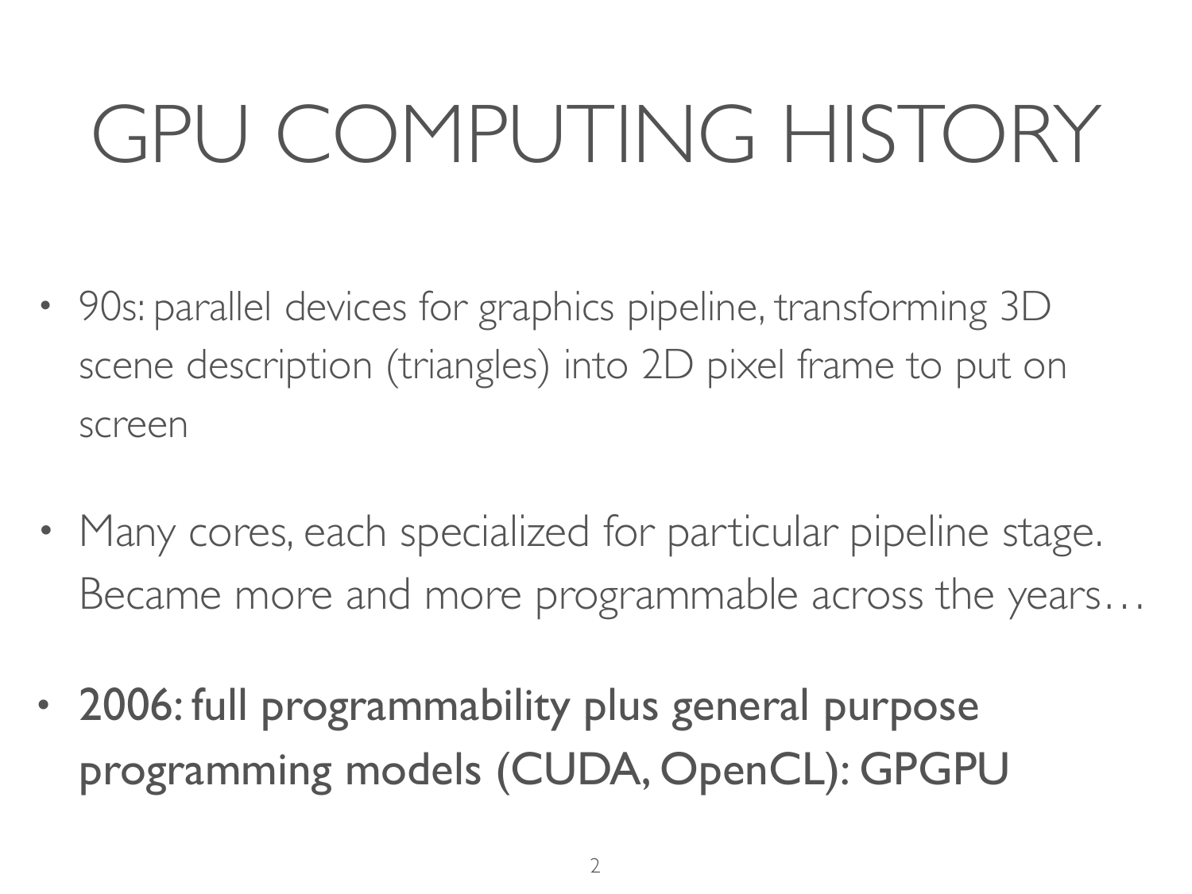# GPU COMPUTING HISTORY

- 90s: parallel devices for graphics pipeline, transforming 3D scene description (triangles) into 2D pixel frame to put on screen
- Many cores, each specialized for particular pipeline stage. Became more and more programmable across the years…
- **2006: full programmability plus general purpose programming models (CUDA, OpenCL): GPGPU**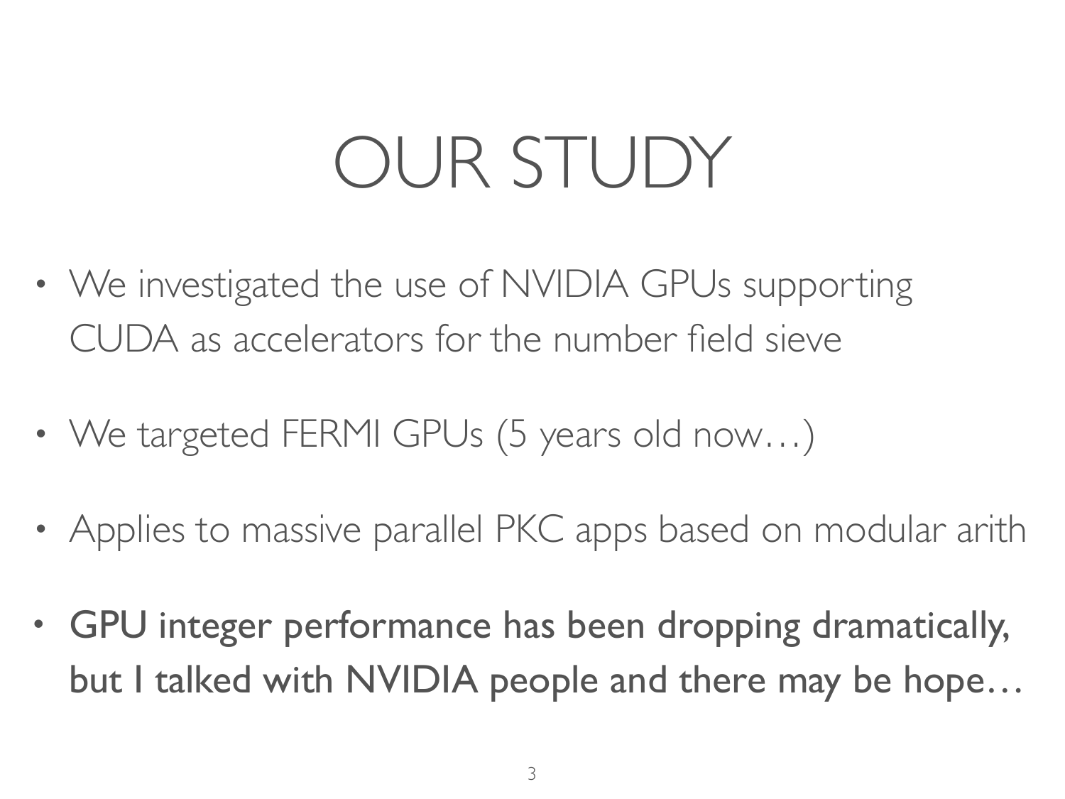# OUR STUDY

- We investigated the use of NVIDIA GPUs supporting CUDA as accelerators for the number field sieve
- We targeted FERMI GPUs (5 years old now…)
- Applies to massive parallel PKC apps based on modular arith
- **GPU integer performance has been dropping dramatically, but I talked with NVIDIA people and there may be hope…**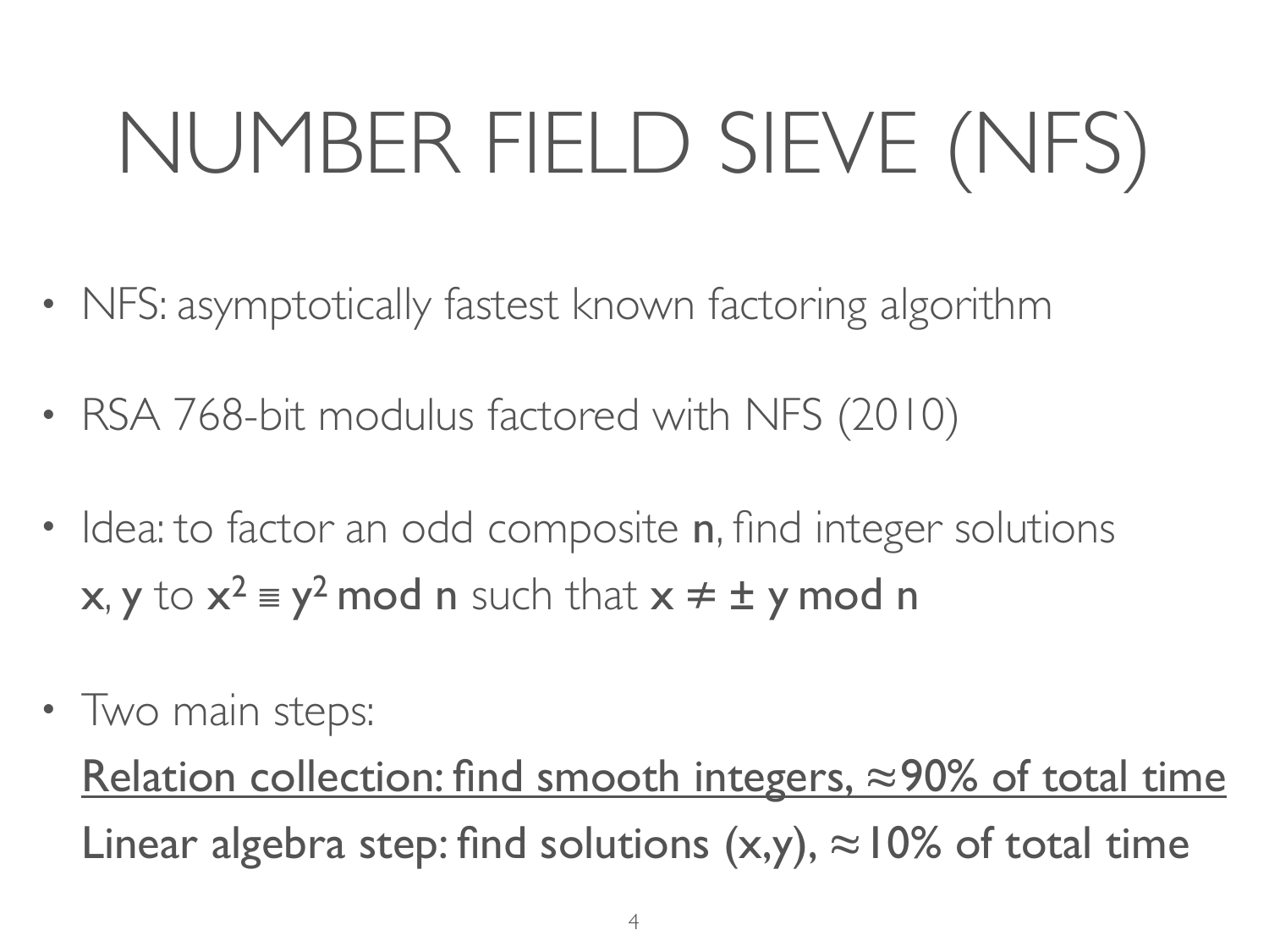# NUMBER FIELD SIEVE (NFS)

- NFS: asymptotically fastest known factoring algorithm
- RSA 768-bit modulus factored with NFS (2010)
- Idea: to factor an odd composite **n**, find integer solutions **x**, **y** to $x^2 \equiv y^2 \bmod n$ such that $x \neq \pm y \bmod n$
- Two main steps:

  Relation collection: find smooth integers, ≈90% of total time

  **Linear algebra step: find solutions (x,y), ≈10% of total time**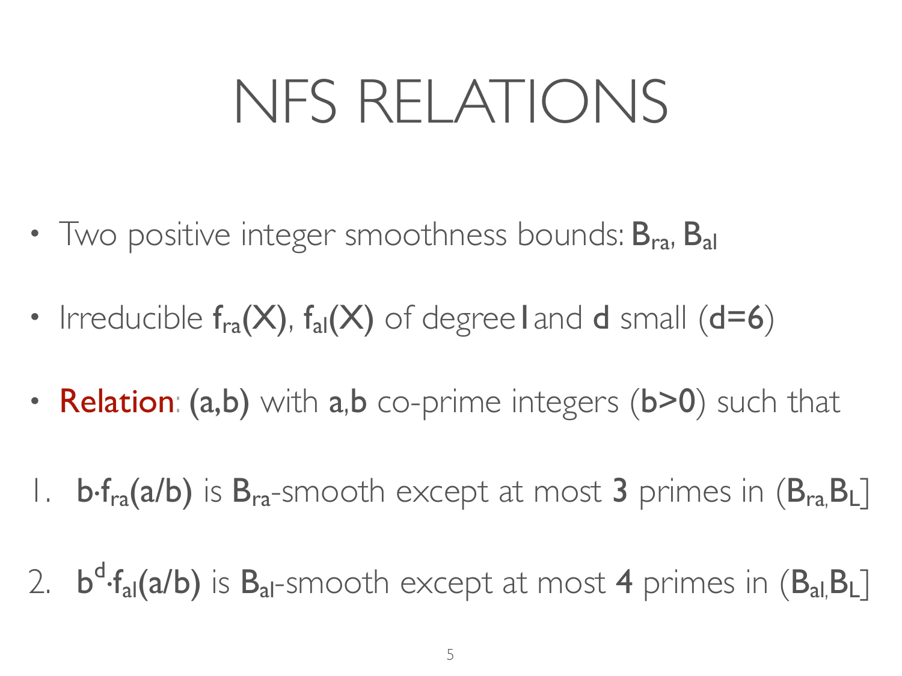# NFS RELATIONS

- Two positive integer smoothness bounds: $B_{ra}$, $B_{al}$
- Irreducible $f_{ra}(X)$, $f_{al}(X)$ of degree 1 and $d$ small ($d=6$)
- **Relation**: $(a,b)$ with $a,b$ co-prime integers ($b>0$) such that

1. $b \cdot f_{ra}(a/b)$ is $B_{ra}$-smooth except at most **3** primes in $(B_{ra}, B_L]$
2. $b^d \cdot f_{al}(a/b)$ is $B_{al}$-smooth except at most **4** primes in $(B_{al}, B_L]$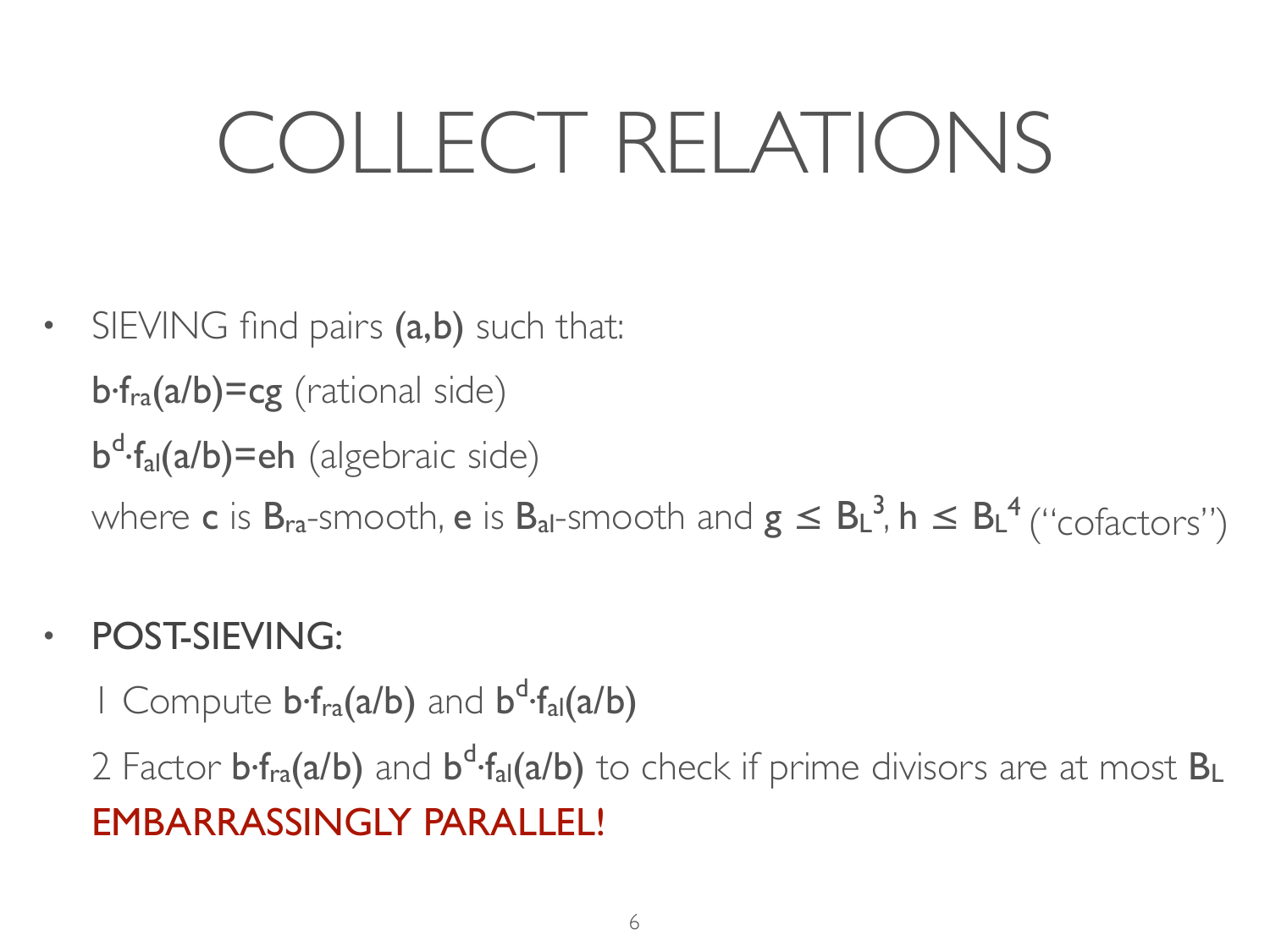# COLLECT RELATIONS

- SIEVING find pairs **(a,b)** such that:

  $b \cdot f_{ra}(a/b) = cg$ (rational side)

  $b^d \cdot f_{al}(a/b) = eh$ (algebraic side)

  where $c$ is $B_{ra}$-smooth, $e$ is $B_{al}$-smooth and $g \leq B_L^3$, $h \leq B_L^4$ ("cofactors")

- POST-SIEVING:

  1 Compute $b \cdot f_{ra}(a/b)$ and $b^d \cdot f_{al}(a/b)$

  2 Factor $b \cdot f_{ra}(a/b)$ and $b^d \cdot f_{al}(a/b)$ to check if prime divisors are at most $B_L$

  EMBARRASSINGLY PARALLEL!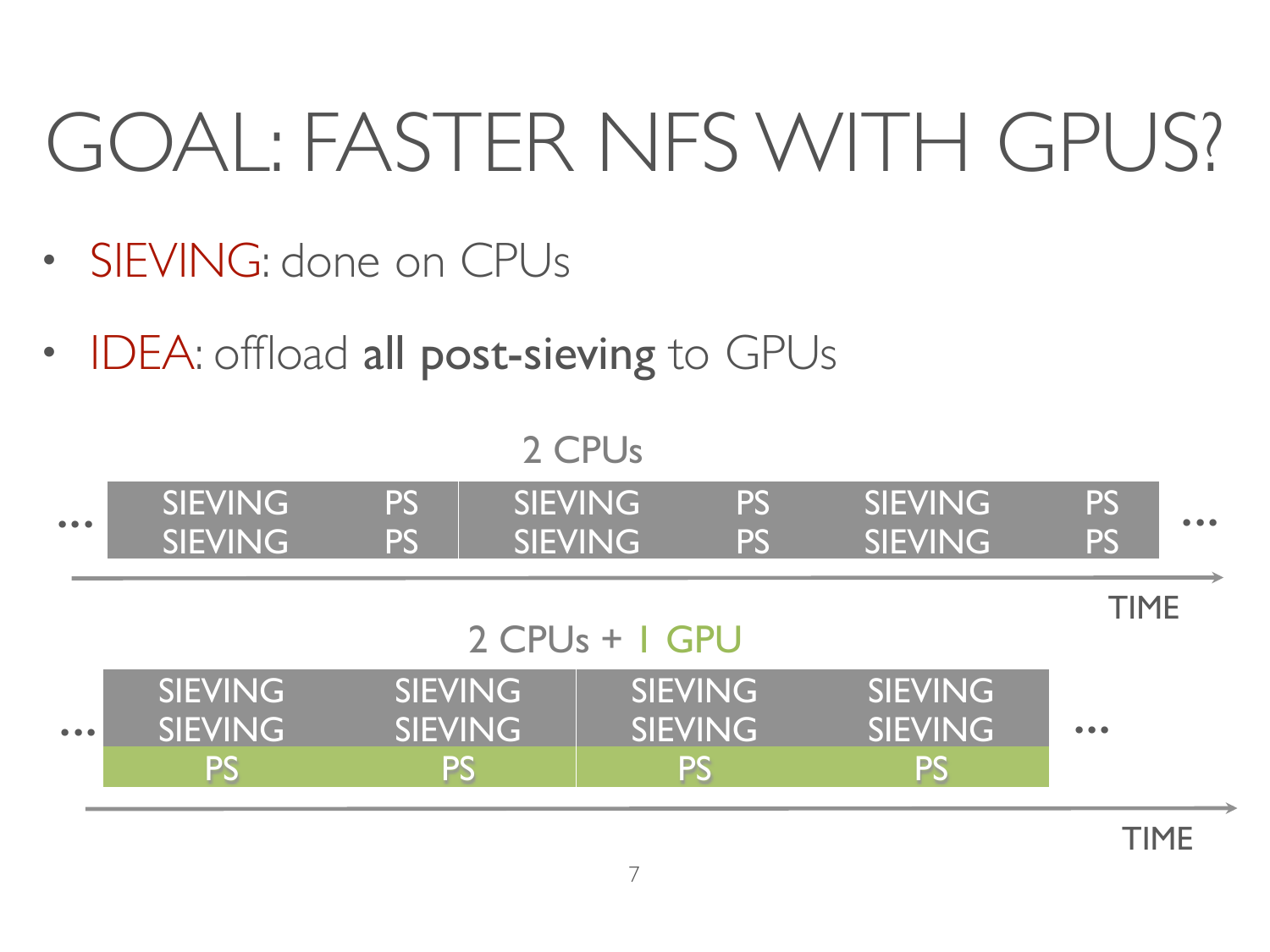# GOAL: FASTER NFS WITH GPUS?

- SIEVING: done on CPUs
- IDEA: offload **all post-sieving** to GPUs

2 CPUs

| … | SIEVING | PS | SIEVING | PS | SIEVING | PS | … |
|---|---|---|---|---|---|---|---|
| | SIEVING | PS | SIEVING | PS | SIEVING | PS | |

TIME

2 CPUs + 1 GPU

| … | SIEVING | SIEVING | SIEVING | SIEVING | … |
|---|---|---|---|---|---|
| | SIEVING | SIEVING | SIEVING | SIEVING | |
| | PS | PS | PS | PS | |

TIME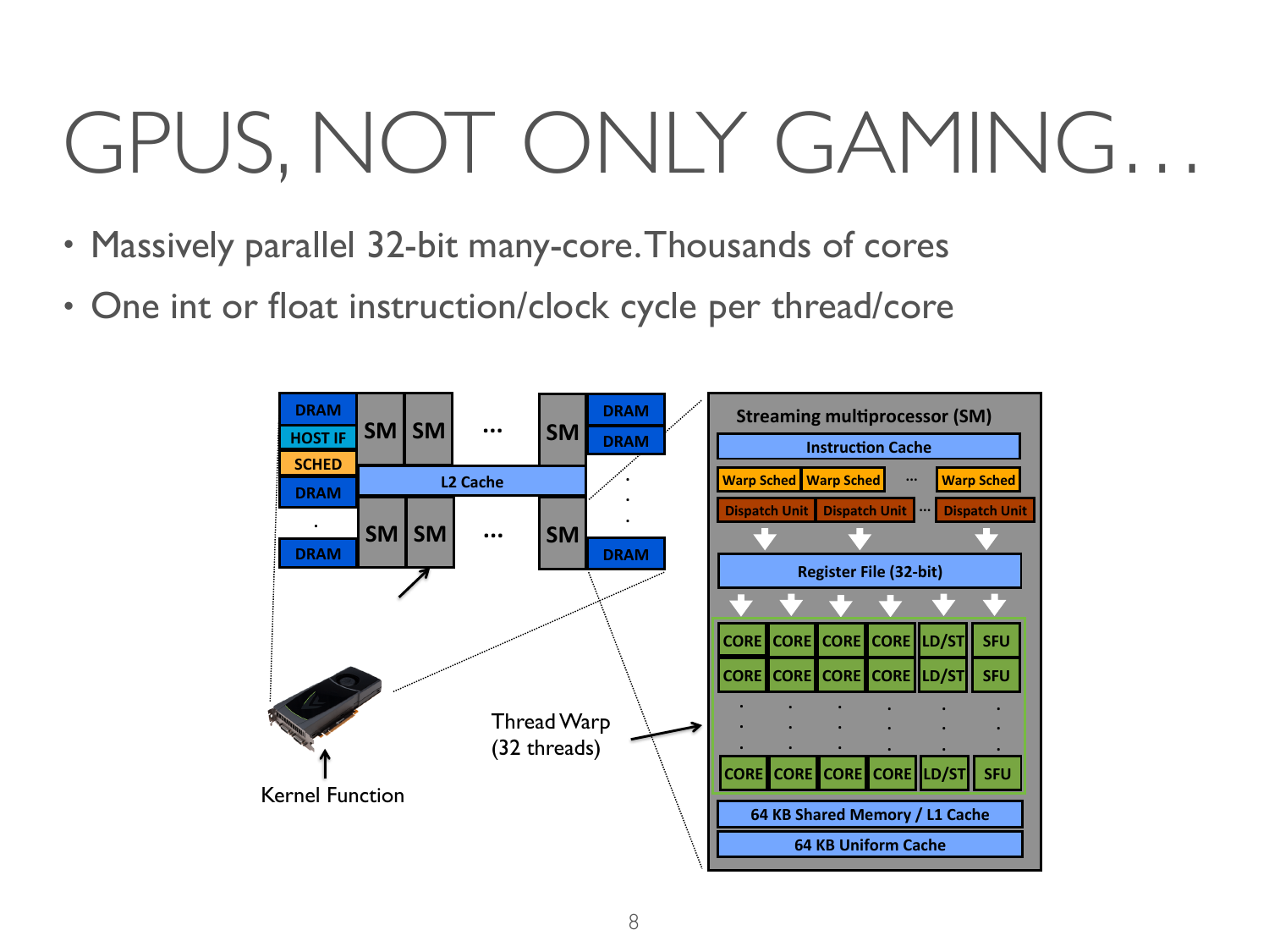# GPUS, NOT ONLY GAMING…

- Massively parallel 32-bit many-core. Thousands of cores
- One int or float instruction/clock cycle per thread/core

DRAM | HOST IF | SCHED | DRAM | DRAM | SM | SM | … | SM | L2 Cache | DRAM | DRAM | DRAM

Kernel Function

Thread Warp (32 threads)

**Streaming multiprocessor (SM)**

- Instruction Cache
- Warp Sched | Warp Sched | … | Warp Sched
- Dispatch Unit | Dispatch Unit | … | Dispatch Unit
- Register File (32-bit)
- CORE | CORE | CORE | CORE | LD/ST | SFU
- 64 KB Shared Memory / L1 Cache
- 64 KB Uniform Cache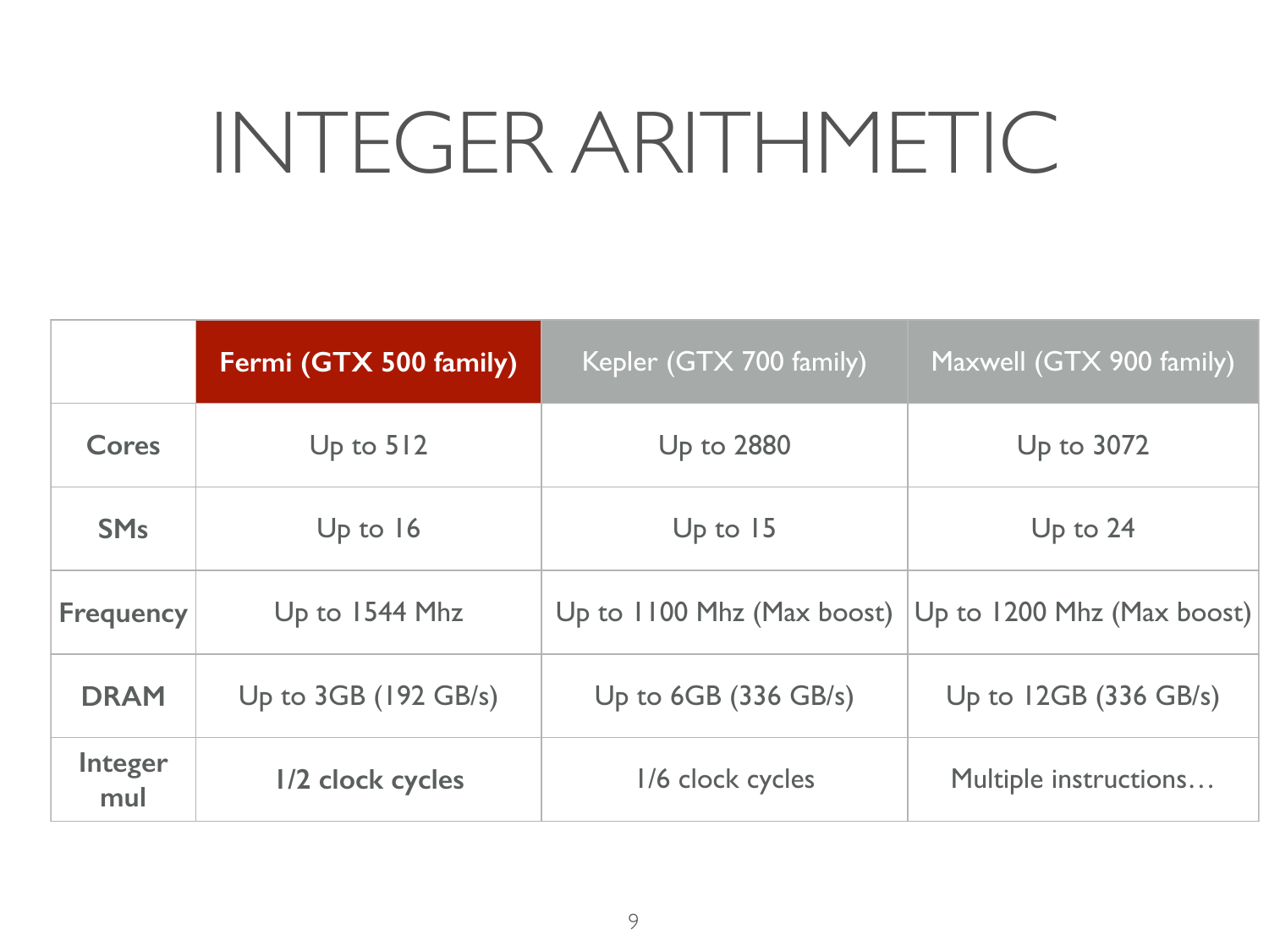# INTEGER ARITHMETIC

| | **Fermi (GTX 500 family)** | Kepler (GTX 700 family) | Maxwell (GTX 900 family) |
|---|---|---|---|
| **Cores** | Up to 512 | Up to 2880 | Up to 3072 |
| **SMs** | Up to 16 | Up to 15 | Up to 24 |
| **Frequency** | Up to 1544 Mhz | Up to 1100 Mhz (Max boost) | Up to 1200 Mhz (Max boost) |
| **DRAM** | Up to 3GB (192 GB/s) | Up to 6GB (336 GB/s) | Up to 12GB (336 GB/s) |
| **Integer mul** | **1/2 clock cycles** | 1/6 clock cycles | Multiple instructions… |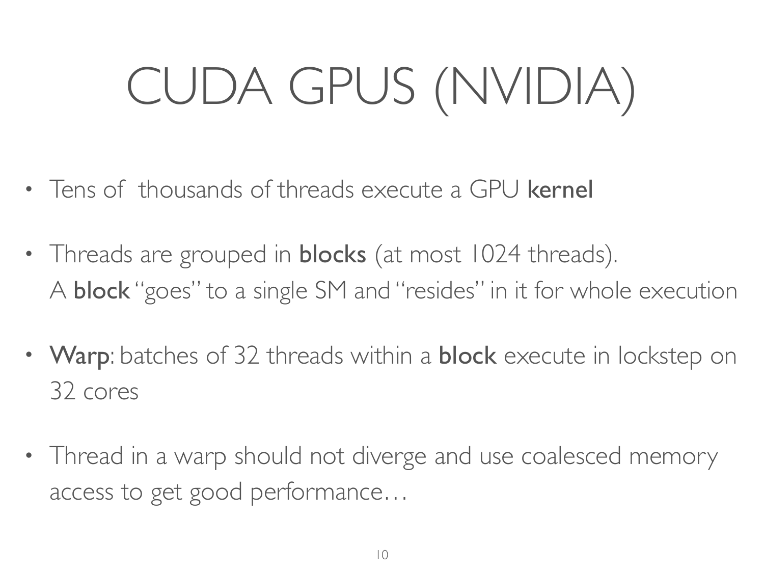# CUDA GPUS (NVIDIA)

- Tens of thousands of threads execute a GPU **kernel**
- Threads are grouped in **blocks** (at most 1024 threads).
  A **block** "goes" to a single SM and "resides" in it for whole execution
- **Warp**: batches of 32 threads within a **block** execute in lockstep on 32 cores
- Thread in a warp should not diverge and use coalesced memory access to get good performance…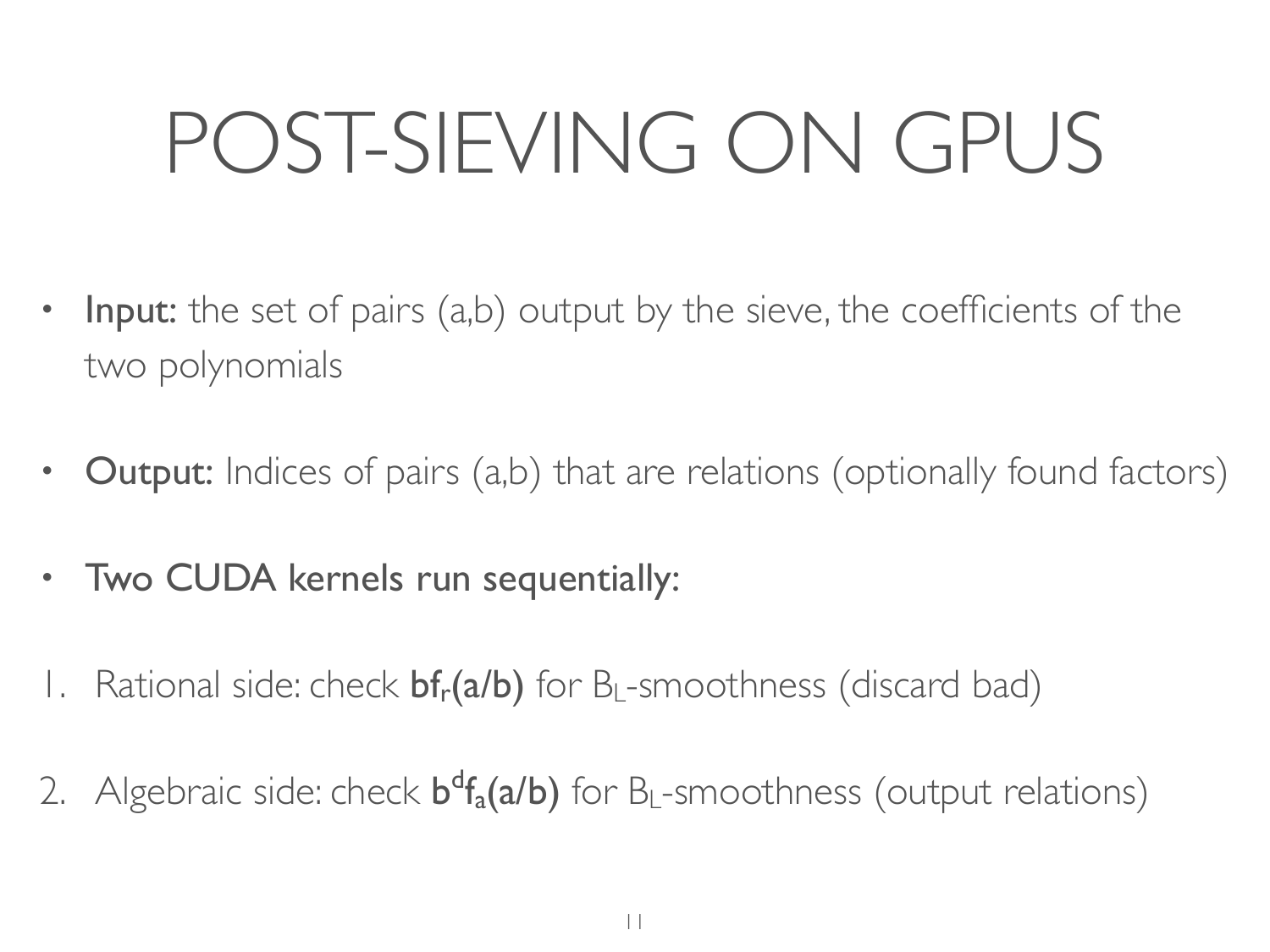# POST-SIEVING ON GPUS

- **Input:** the set of pairs (a,b) output by the sieve, the coefficients of the two polynomials
- **Output:** Indices of pairs (a,b) that are relations (optionally found factors)
- **Two CUDA kernels run sequentially:**

1. Rational side: check $\mathbf{bf_r(a/b)}$ for $B_L$-smoothness (discard bad)
2. Algebraic side: check $\mathbf{b^d f_a(a/b)}$ for $B_L$-smoothness (output relations)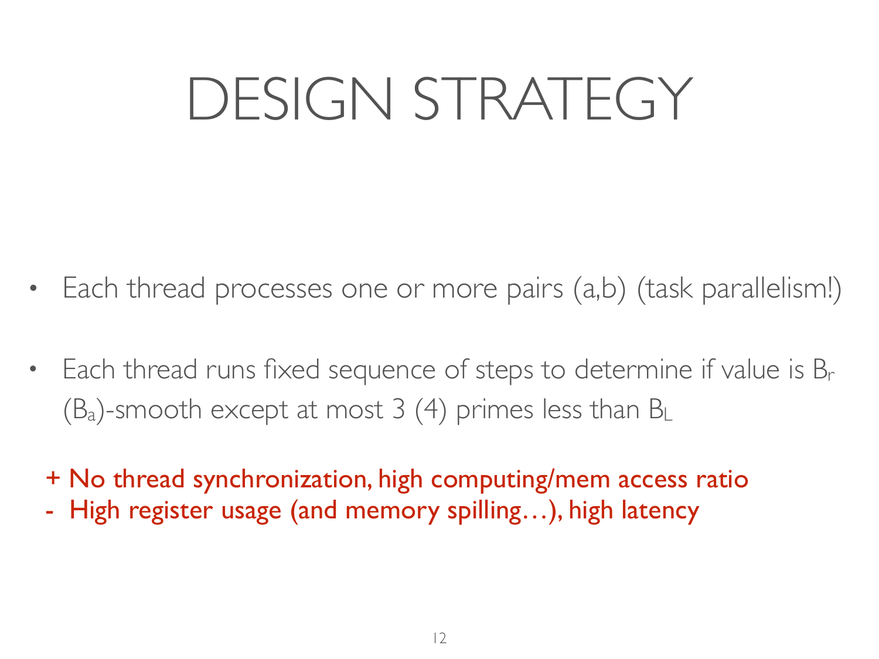# DESIGN STRATEGY

- Each thread processes one or more pairs (a,b) (task parallelism!)
- Each thread runs fixed sequence of steps to determine if value is $B_r$ ($B_a$)-smooth except at most 3 (4) primes less than $B_L$

+ No thread synchronization, high computing/mem access ratio
- High register usage (and memory spilling…), high latency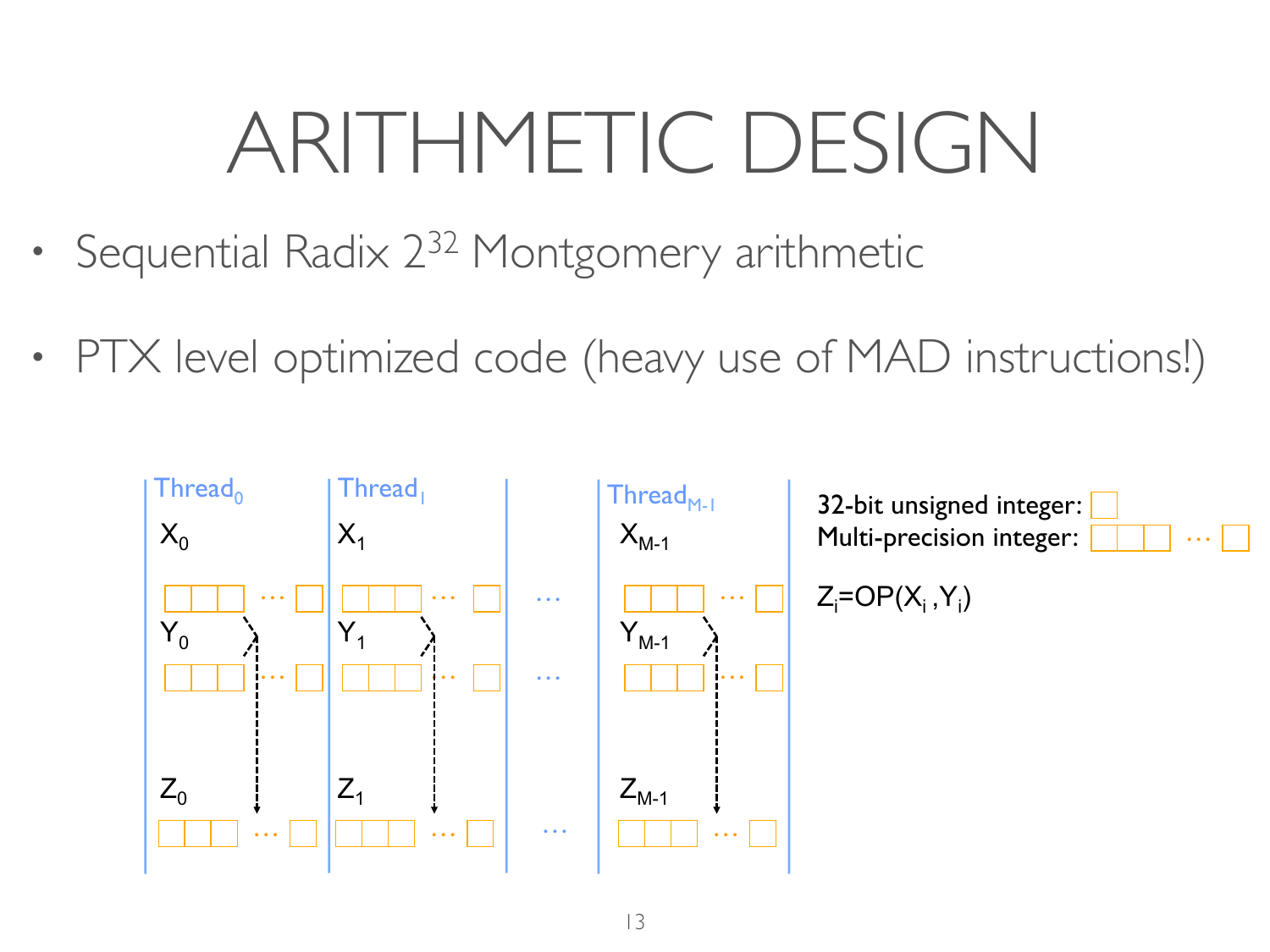# ARITHMETIC DESIGN

- Sequential Radix $2^{32}$ Montgomery arithmetic
- PTX level optimized code (heavy use of MAD instructions!)

$\text{Thread}_0$ | $\text{Thread}_1$ | … | $\text{Thread}_{M-1}$

$X_0$, $Y_0$, $Z_0$ | $X_1$, $Y_1$, $Z_1$ | … | $X_{M-1}$, $Y_{M-1}$, $Z_{M-1}$

32-bit unsigned integer: □

Multi-precision integer: □□□ … □

$Z_i = OP(X_i, Y_i)$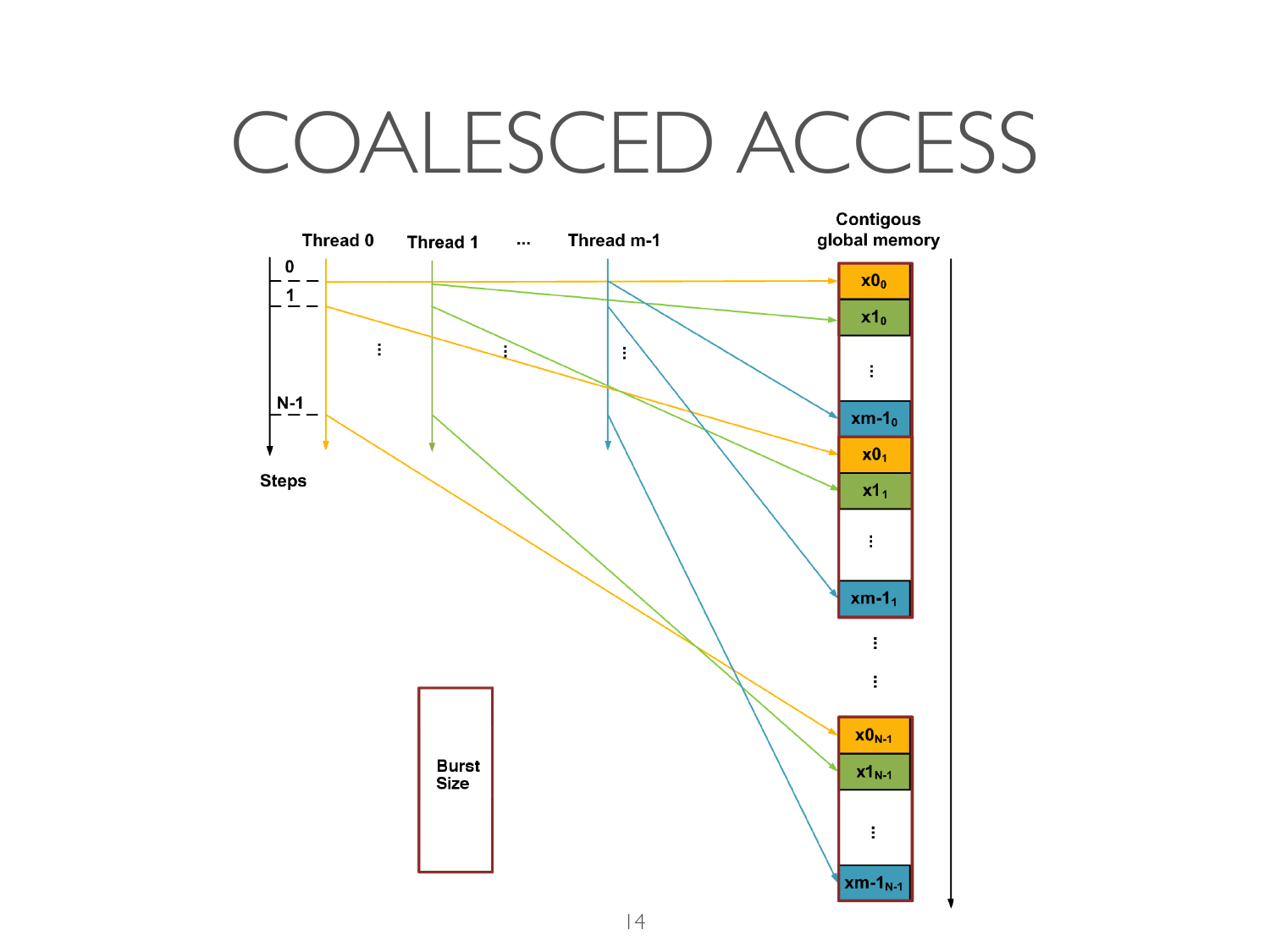# COALESCED ACCESS

Thread 0 Thread 1 ... Thread m-1

Contigous global memory

Steps

0

1

N-1

$x0_0$

$x1_0$

$xm\text{-}1_0$

$x0_1$

$x1_1$

$xm\text{-}1_1$

$x0_{N-1}$

$x1_{N-1}$

$xm\text{-}1_{N-1}$

Burst Size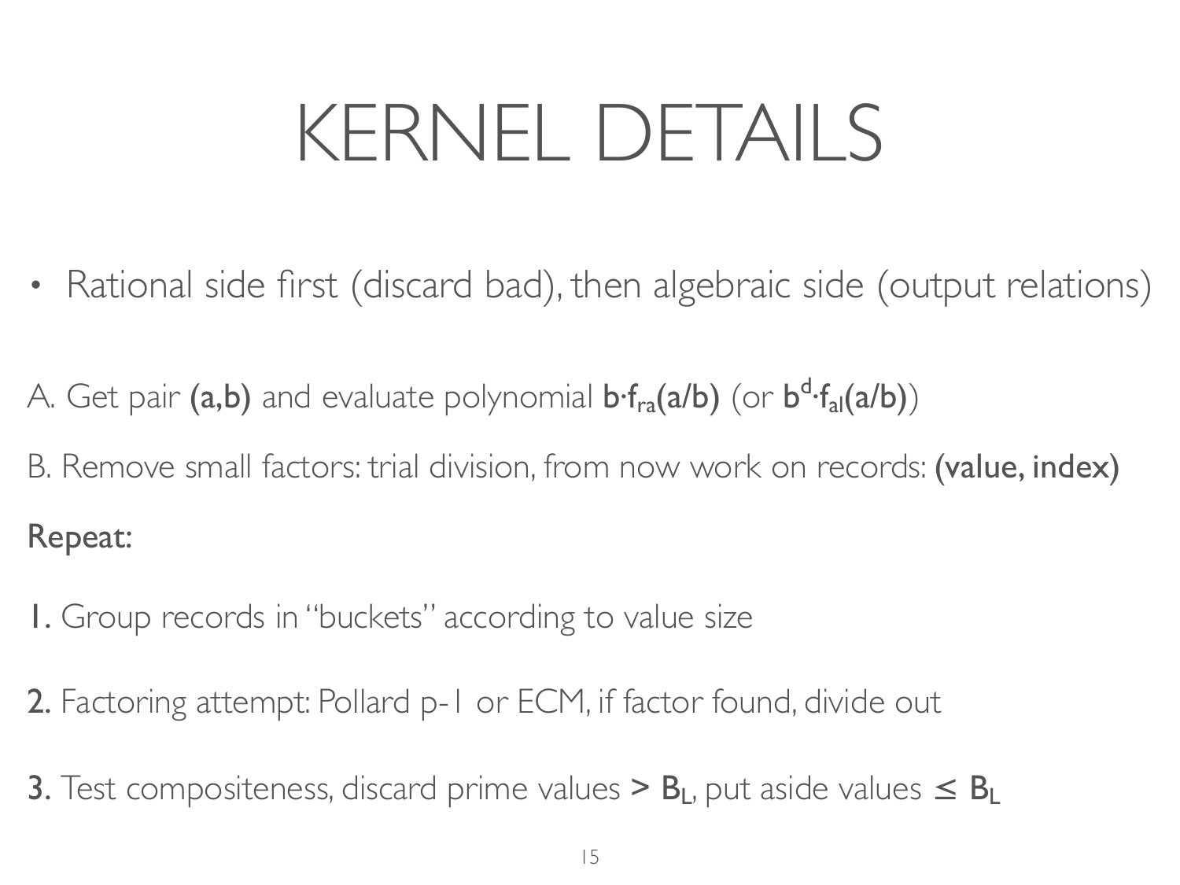# KERNEL DETAILS

- Rational side first (discard bad), then algebraic side (output relations)

A. Get pair **(a,b)** and evaluate polynomial $b \cdot f_{ra}(a/b)$ (or $b^d \cdot f_{al}(a/b)$)

B. Remove small factors: trial division, from now work on records: **(value, index)**

**Repeat:**

**1.** Group records in "buckets" according to value size

**2.** Factoring attempt: Pollard p-1 or ECM, if factor found, divide out

**3.** Test compositeness, discard prime values $> B_L$, put aside values $\leq B_L$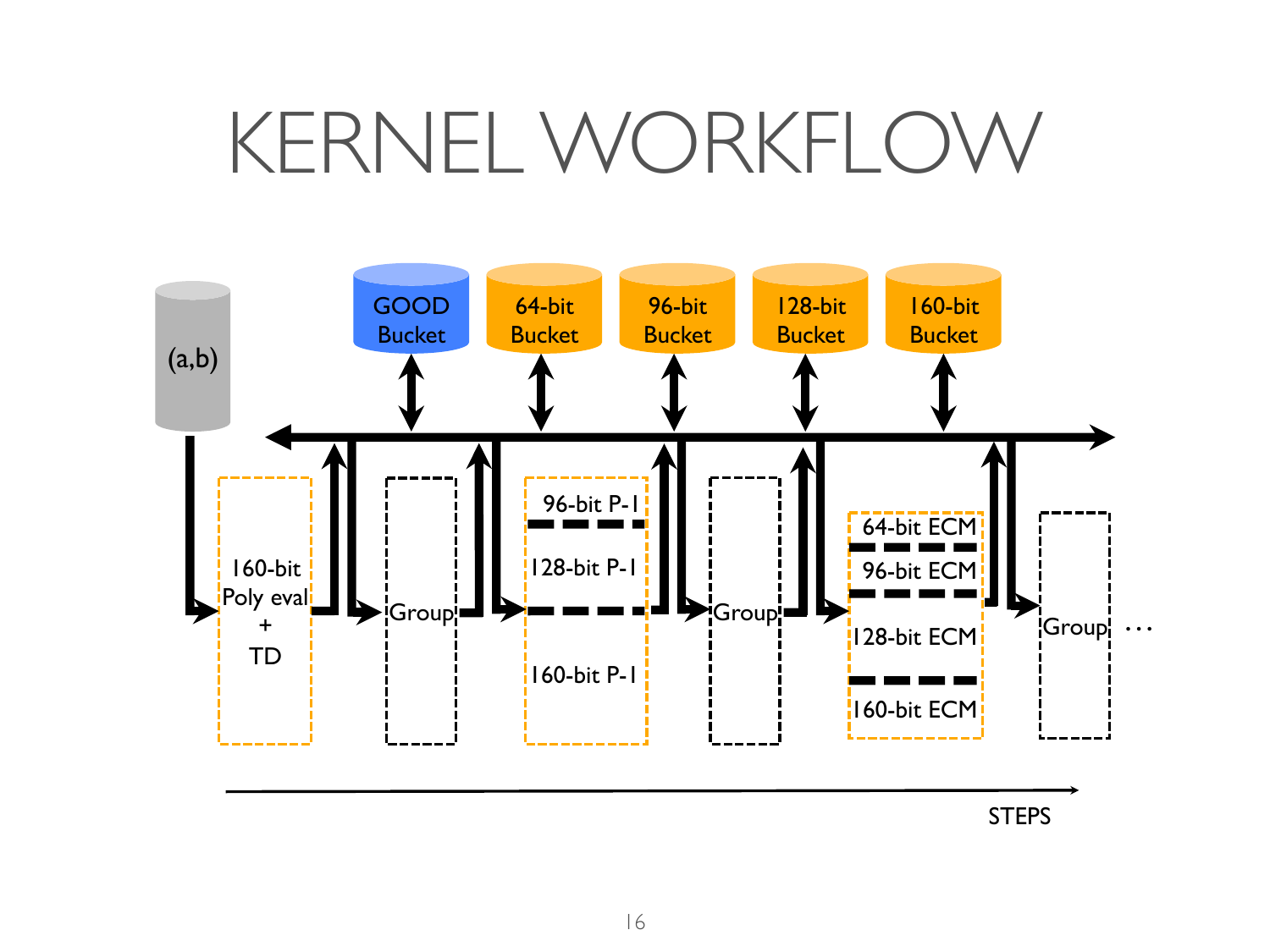# KERNEL WORKFLOW

(a,b)

GOOD Bucket | 64-bit Bucket | 96-bit Bucket | 128-bit Bucket | 160-bit Bucket

160-bit Poly eval + TD → Group → 96-bit P-1 / 128-bit P-1 / 160-bit P-1 → Group → 64-bit ECM / 96-bit ECM / 128-bit ECM / 160-bit ECM → Group …

STEPS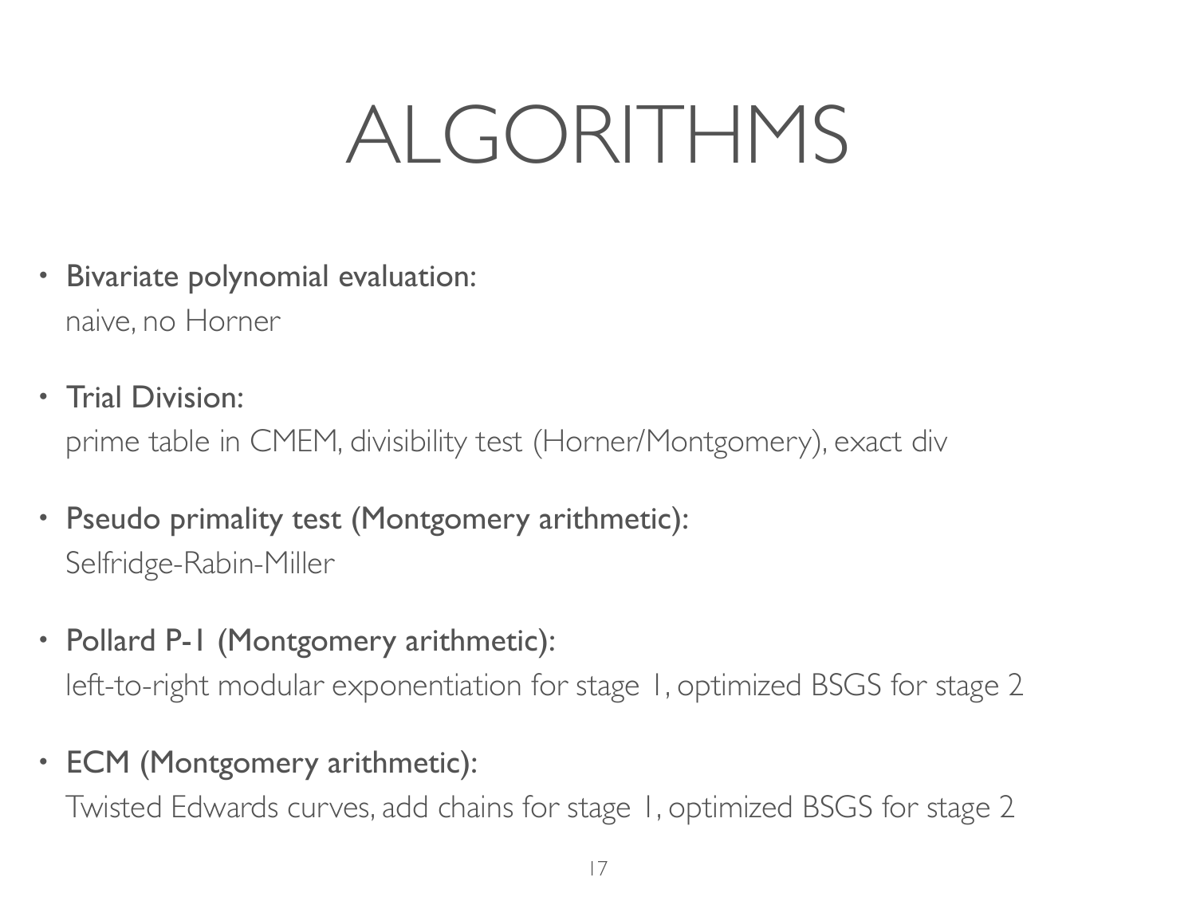# ALGORITHMS

- Bivariate polynomial evaluation:
  naive, no Horner
- Trial Division:
  prime table in CMEM, divisibility test (Horner/Montgomery), exact div
- Pseudo primality test (Montgomery arithmetic):
  Selfridge-Rabin-Miller
- Pollard P-1 (Montgomery arithmetic):
  left-to-right modular exponentiation for stage 1, optimized BSGS for stage 2
- ECM (Montgomery arithmetic):
  Twisted Edwards curves, add chains for stage 1, optimized BSGS for stage 2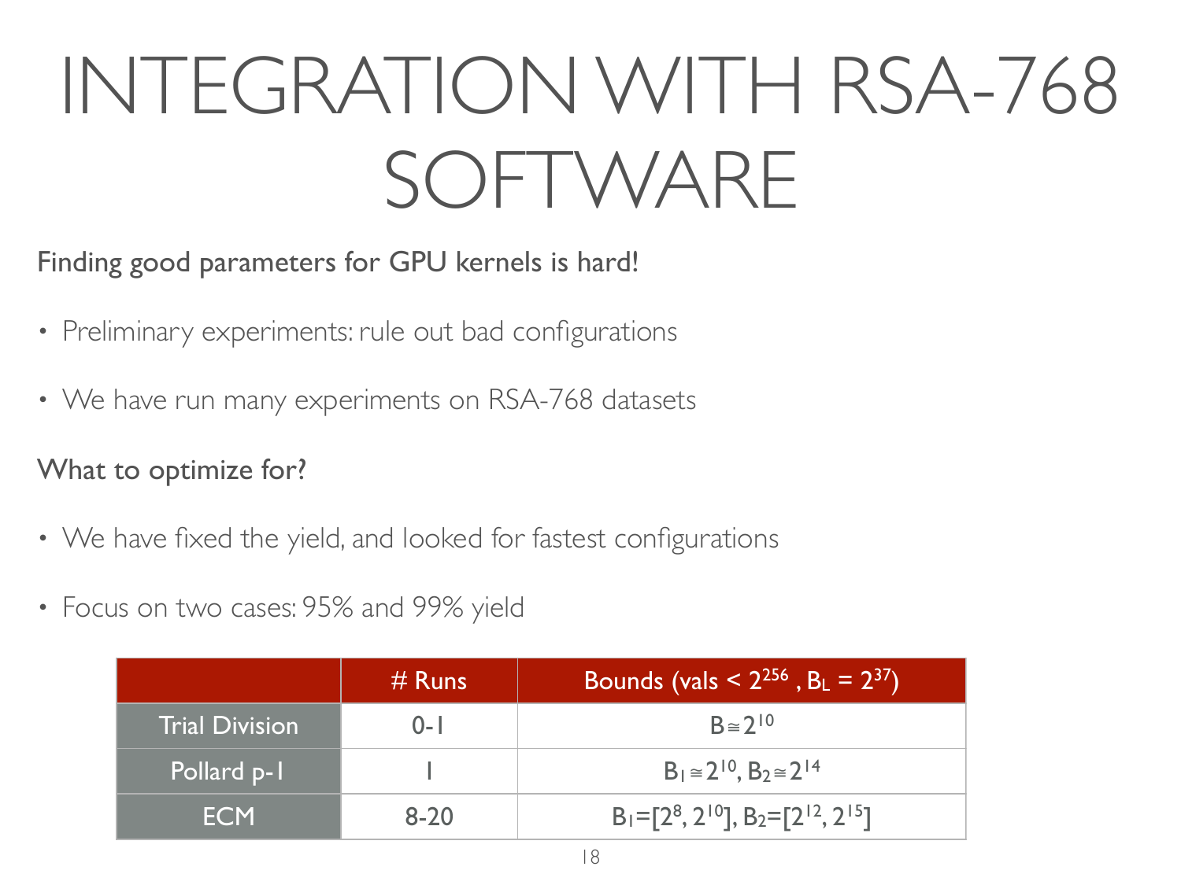# INTEGRATION WITH RSA-768 SOFTWARE

**Finding good parameters for GPU kernels is hard!**

- Preliminary experiments: rule out bad configurations
- We have run many experiments on RSA-768 datasets

**What to optimize for?**

- We have fixed the yield, and looked for fastest configurations
- Focus on two cases: 95% and 99% yield

| | # Runs | Bounds (vals < $2^{256}$ , $B_L = 2^{37}$) |
|---|---|---|
| Trial Division | 0-1 | $B \cong 2^{10}$ |
| Pollard p-1 | 1 | $B_1 \cong 2^{10}$, $B_2 \cong 2^{14}$ |
| ECM | 8-20 | $B_1=[2^8, 2^{10}]$, $B_2=[2^{12}, 2^{15}]$ |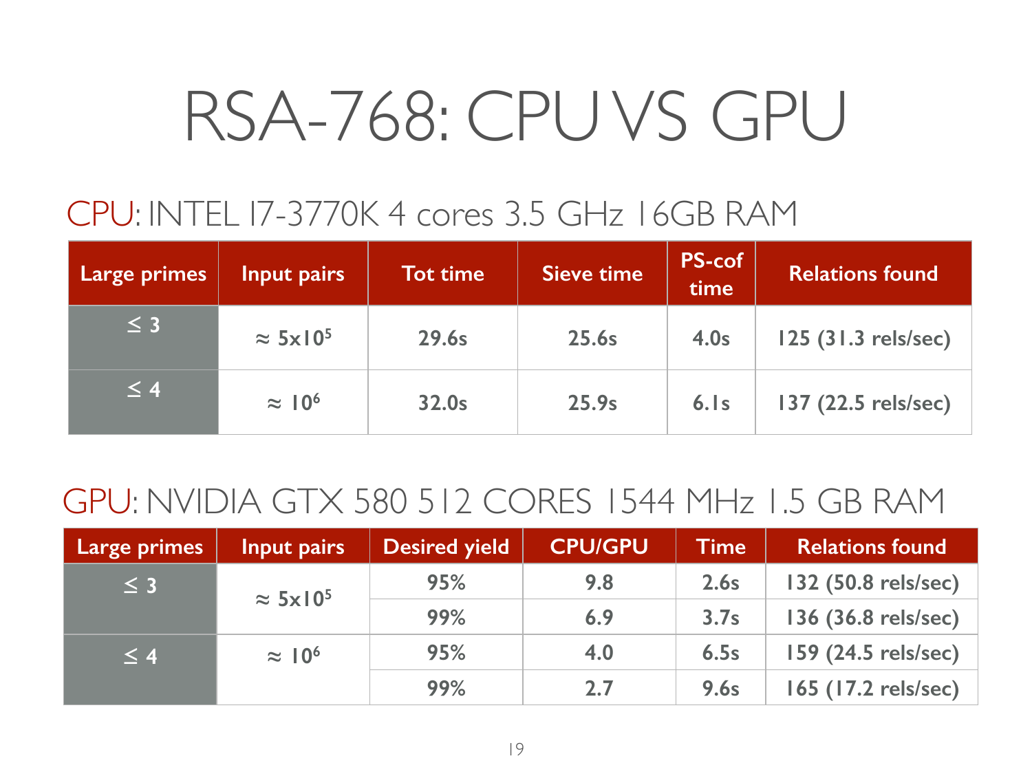# RSA-768: CPU VS GPU

## CPU: INTEL I7-3770K 4 cores 3.5 GHz 16GB RAM

| Large primes | Input pairs | Tot time | Sieve time | PS-cof time | Relations found |
|---|---|---|---|---|---|
| $\leq 3$ | $\approx 5\text{x}10^5$ | 29.6s | 25.6s | 4.0s | 125 (31.3 rels/sec) |
| $\leq 4$ | $\approx 10^6$ | 32.0s | 25.9s | 6.1s | 137 (22.5 rels/sec) |

## GPU: NVIDIA GTX 580 512 CORES 1544 MHz 1.5 GB RAM

| Large primes | Input pairs | Desired yield | CPU/GPU | Time | Relations found |
|---|---|---|---|---|---|
| $\leq 3$ | $\approx 5\text{x}10^5$ | 95% | 9.8 | 2.6s | 132 (50.8 rels/sec) |
| | | 99% | 6.9 | 3.7s | 136 (36.8 rels/sec) |
| $\leq 4$ | $\approx 10^6$ | 95% | 4.0 | 6.5s | 159 (24.5 rels/sec) |
| | | 99% | 2.7 | 9.6s | 165 (17.2 rels/sec) |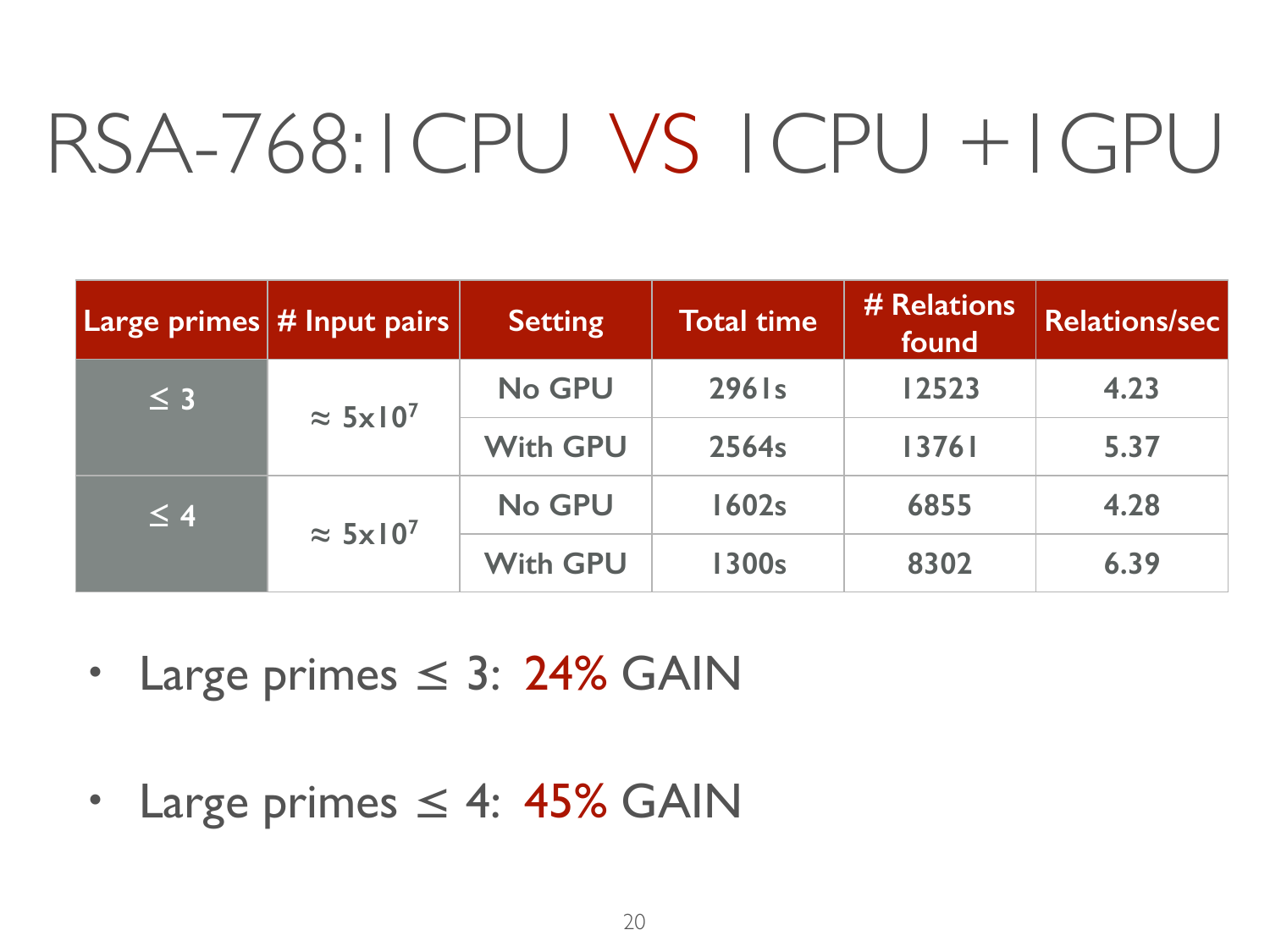# RSA-768: 1CPU VS 1CPU + 1GPU

| Large primes | # Input pairs | Setting | Total time | # Relations found | Relations/sec |
|---|---|---|---|---|---|
| ≤ 3 | ≈ $5 \times 10^7$ | No GPU | 2961s | 12523 | 4.23 |
| | | With GPU | 2564s | 13761 | 5.37 |
| ≤ 4 | ≈ $5 \times 10^7$ | No GPU | 1602s | 6855 | 4.28 |
| | | With GPU | 1300s | 8302 | 6.39 |

- Large primes ≤ 3: 24% GAIN
- Large primes ≤ 4: 45% GAIN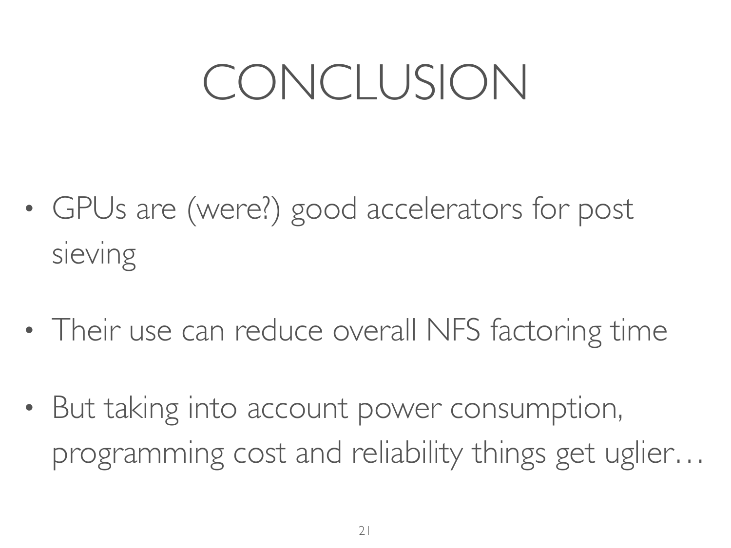# CONCLUSION

- GPUs are (were?) good accelerators for post sieving
- Their use can reduce overall NFS factoring time
- But taking into account power consumption, programming cost and reliability things get uglier…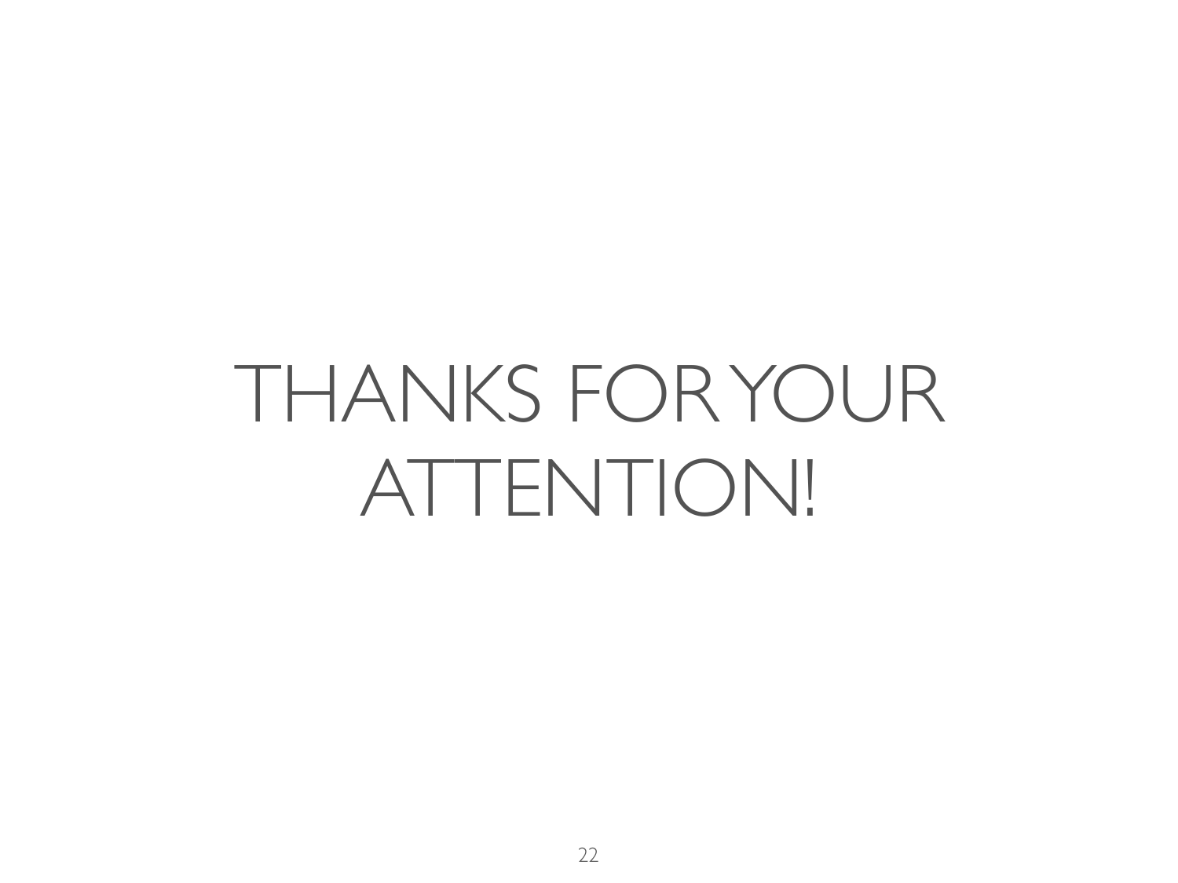# THANKS FOR YOUR ATTENTION!